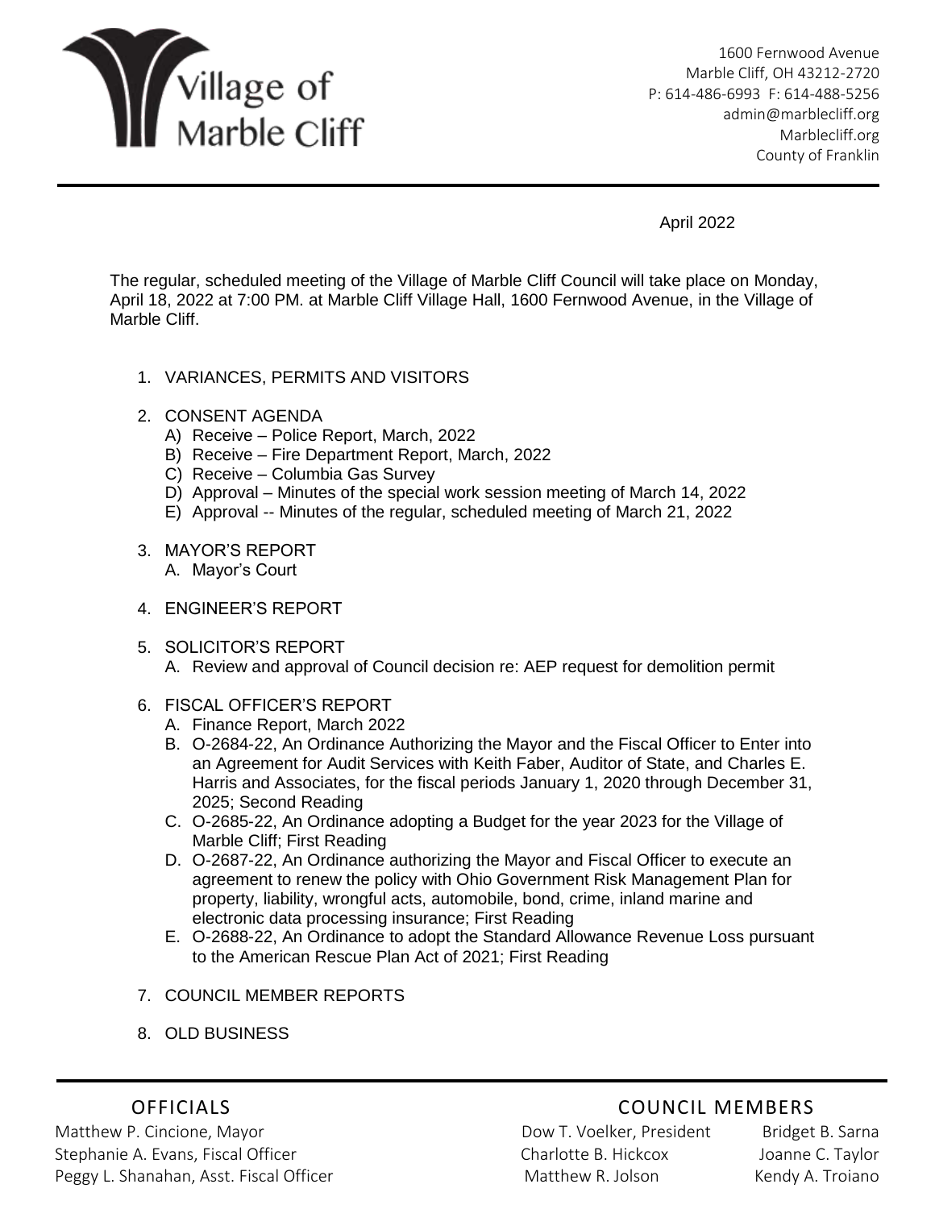# Village of Marble Cliff

1600 Fernwood Avenue
Marble Cliff, OH 43212-2720
P: 614-486-6993 F: 614-488-5256
admin@marblecliff.org
Marblecliff.org
County of Franklin

April 2022

The regular, scheduled meeting of the Village of Marble Cliff Council will take place on Monday, April 18, 2022 at 7:00 PM. at Marble Cliff Village Hall, 1600 Fernwood Avenue, in the Village of Marble Cliff.

1. VARIANCES, PERMITS AND VISITORS

2. CONSENT AGENDA
   - A) Receive – Police Report, March, 2022
   - B) Receive – Fire Department Report, March, 2022
   - C) Receive – Columbia Gas Survey
   - D) Approval – Minutes of the special work session meeting of March 14, 2022
   - E) Approval -- Minutes of the regular, scheduled meeting of March 21, 2022

3. MAYOR'S REPORT
   - A. Mayor's Court

4. ENGINEER'S REPORT

5. SOLICITOR'S REPORT
   - A. Review and approval of Council decision re: AEP request for demolition permit

6. FISCAL OFFICER'S REPORT
   - A. Finance Report, March 2022
   - B. O-2684-22, An Ordinance Authorizing the Mayor and the Fiscal Officer to Enter into an Agreement for Audit Services with Keith Faber, Auditor of State, and Charles E. Harris and Associates, for the fiscal periods January 1, 2020 through December 31, 2025; Second Reading
   - C. O-2685-22, An Ordinance adopting a Budget for the year 2023 for the Village of Marble Cliff; First Reading
   - D. O-2687-22, An Ordinance authorizing the Mayor and Fiscal Officer to execute an agreement to renew the policy with Ohio Government Risk Management Plan for property, liability, wrongful acts, automobile, bond, crime, inland marine and electronic data processing insurance; First Reading
   - E. O-2688-22, An Ordinance to adopt the Standard Allowance Revenue Loss pursuant to the American Rescue Plan Act of 2021; First Reading

7. COUNCIL MEMBER REPORTS

8. OLD BUSINESS

OFFICIALS

Matthew P. Cincione, Mayor
Stephanie A. Evans, Fiscal Officer
Peggy L. Shanahan, Asst. Fiscal Officer

COUNCIL MEMBERS

Dow T. Voelker, President
Charlotte B. Hickcox
Matthew R. Jolson
Bridget B. Sarna
Joanne C. Taylor
Kendy A. Troiano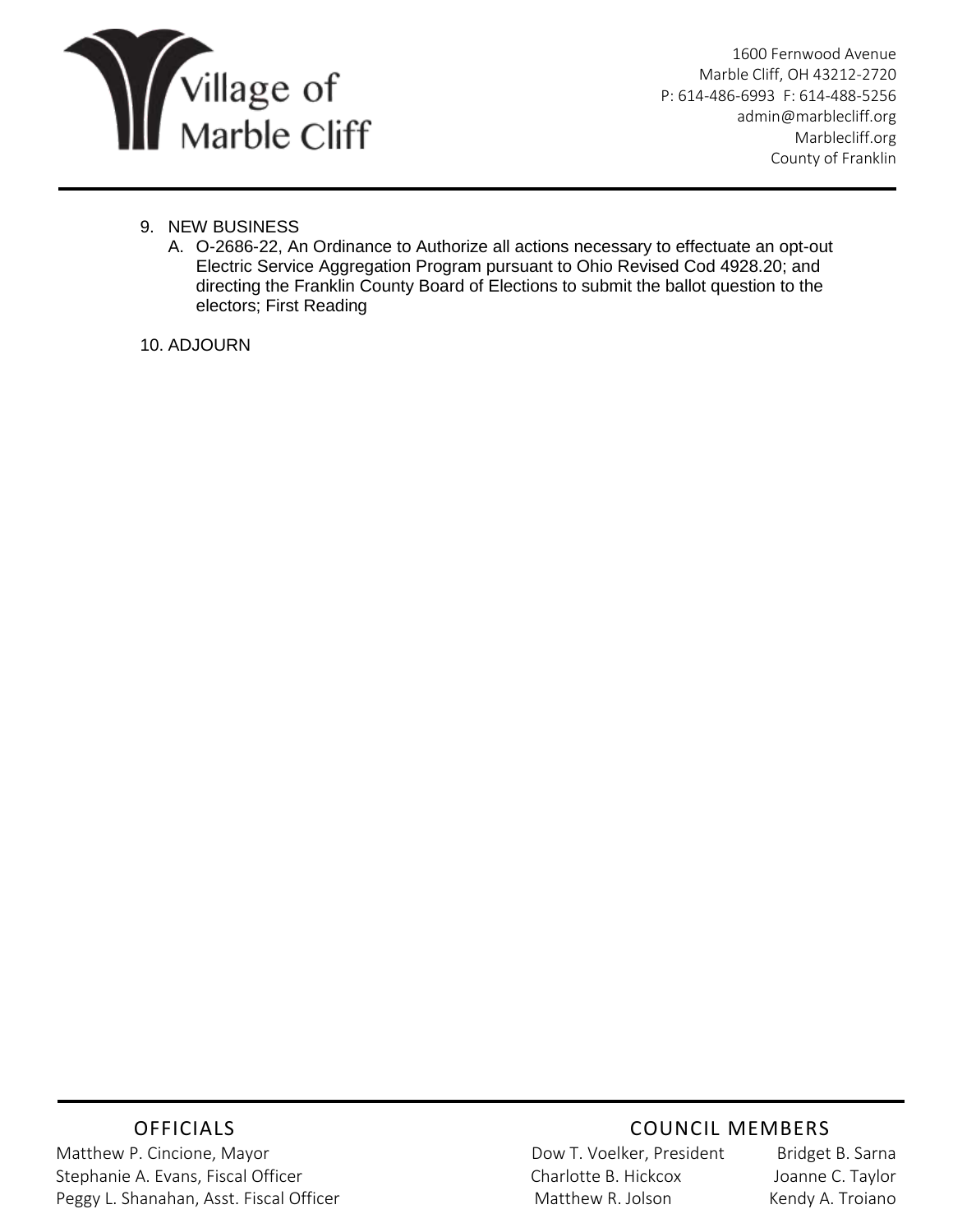9. NEW BUSINESS
   A. O-2686-22, An Ordinance to Authorize all actions necessary to effectuate an opt-out Electric Service Aggregation Program pursuant to Ohio Revised Cod 4928.20; and directing the Franklin County Board of Elections to submit the ballot question to the electors; First Reading

10. ADJOURN